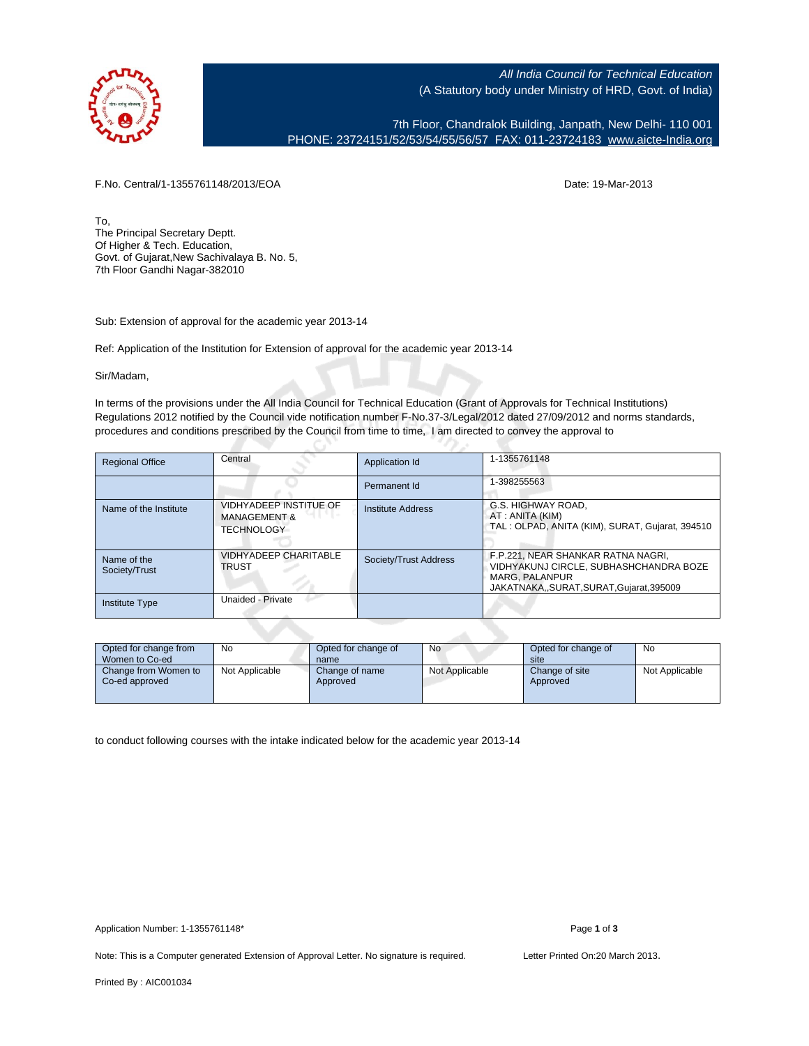All India Council for Technical Education
(A Statutory body under Ministry of HRD, Govt. of India)

7th Floor, Chandralok Building, Janpath, New Delhi- 110 001
PHONE: 23724151/52/53/54/55/56/57 FAX: 011-23724183 www.aicte-India.org

F.No. Central/1-1355761148/2013/EOA

Date: 19-Mar-2013

To,
The Principal Secretary Deptt.
Of Higher & Tech. Education,
Govt. of Gujarat,New Sachivalaya B. No. 5,
7th Floor Gandhi Nagar-382010

Sub: Extension of approval for the academic year 2013-14

Ref: Application of the Institution for Extension of approval for the academic year 2013-14

Sir/Madam,

In terms of the provisions under the All India Council for Technical Education (Grant of Approvals for Technical Institutions) Regulations 2012 notified by the Council vide notification number F-No.37-3/Legal/2012 dated 27/09/2012 and norms standards, procedures and conditions prescribed by the Council from time to time, I am directed to convey the approval to

| Regional Office | Central | Application Id | 1-1355761148 |
|---|---|---|---|
| | | Permanent Id | 1-398255563 |
| Name of the Institute | VIDHYADEEP INSTITUE OF MANAGEMENT & TECHNOLOGY | Institute Address | G.S. HIGHWAY ROAD, AT : ANITA (KIM) TAL : OLPAD, ANITA (KIM), SURAT, Gujarat, 394510 |
| Name of the Society/Trust | VIDHYADEEP CHARITABLE TRUST | Society/Trust Address | F.P.221, NEAR SHANKAR RATNA NAGRI, VIDHYAKUNJ CIRCLE, SUBHASHCHANDRA BOZE MARG, PALANPUR JAKATNAKA,,SURAT,SURAT,Gujarat,395009 |
| Institute Type | Unaided - Private | | |

| Opted for change from Women to Co-ed | No | Opted for change of name | No | Opted for change of site | No |
|---|---|---|---|---|---|
| Change from Women to Co-ed approved | Not Applicable | Change of name Approved | Not Applicable | Change of site Approved | Not Applicable |

to conduct following courses with the intake indicated below for the academic year 2013-14

Application Number: 1-1355761148*

Note: This is a Computer generated Extension of Approval Letter. No signature is required.

Letter Printed On:20 March 2013.

Printed By : AIC001034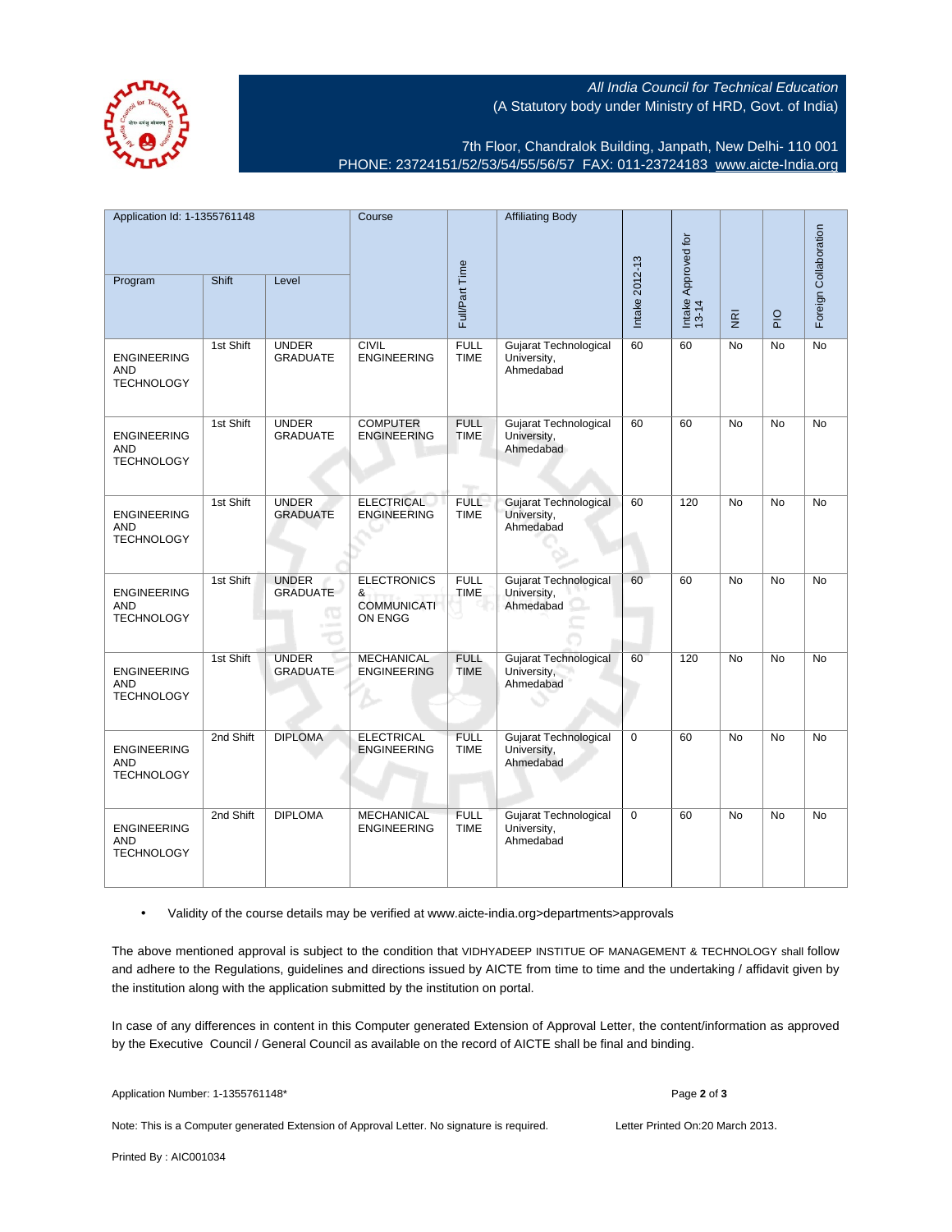All India Council for Technical Education
(A Statutory body under Ministry of HRD, Govt. of India)

7th Floor, Chandralok Building, Janpath, New Delhi- 110 001
PHONE: 23724151/52/53/54/55/56/57 FAX: 011-23724183 www.aicte-India.org

| Application Id: 1-1355761148 | | | Course | Full/Part Time | Affiliating Body | Intake 2012-13 | Intake Approved for 13-14 | NRI | PIO | Foreign Collaboration |
|---|---|---|---|---|---|---|---|---|---|---|
| Program | Shift | Level | | | | | | | | |
| ENGINEERING AND TECHNOLOGY | 1st Shift | UNDER GRADUATE | CIVIL ENGINEERING | FULL TIME | Gujarat Technological University, Ahmedabad | 60 | 60 | No | No | No |
| ENGINEERING AND TECHNOLOGY | 1st Shift | UNDER GRADUATE | COMPUTER ENGINEERING | FULL TIME | Gujarat Technological University, Ahmedabad | 60 | 60 | No | No | No |
| ENGINEERING AND TECHNOLOGY | 1st Shift | UNDER GRADUATE | ELECTRICAL ENGINEERING | FULL TIME | Gujarat Technological University, Ahmedabad | 60 | 120 | No | No | No |
| ENGINEERING AND TECHNOLOGY | 1st Shift | UNDER GRADUATE | ELECTRONICS & COMMUNICATION ENGG | FULL TIME | Gujarat Technological University, Ahmedabad | 60 | 60 | No | No | No |
| ENGINEERING AND TECHNOLOGY | 1st Shift | UNDER GRADUATE | MECHANICAL ENGINEERING | FULL TIME | Gujarat Technological University, Ahmedabad | 60 | 120 | No | No | No |
| ENGINEERING AND TECHNOLOGY | 2nd Shift | DIPLOMA | ELECTRICAL ENGINEERING | FULL TIME | Gujarat Technological University, Ahmedabad | 0 | 60 | No | No | No |
| ENGINEERING AND TECHNOLOGY | 2nd Shift | DIPLOMA | MECHANICAL ENGINEERING | FULL TIME | Gujarat Technological University, Ahmedabad | 0 | 60 | No | No | No |

- Validity of the course details may be verified at www.aicte-india.org>departments>approvals

The above mentioned approval is subject to the condition that VIDHYADEEP INSTITUE OF MANAGEMENT & TECHNOLOGY shall follow and adhere to the Regulations, guidelines and directions issued by AICTE from time to time and the undertaking / affidavit given by the institution along with the application submitted by the institution on portal.

In case of any differences in content in this Computer generated Extension of Approval Letter, the content/information as approved by the Executive Council / General Council as available on the record of AICTE shall be final and binding.

Application Number: 1-1355761148*

Note: This is a Computer generated Extension of Approval Letter. No signature is required.

Letter Printed On:20 March 2013.

Printed By : AIC001034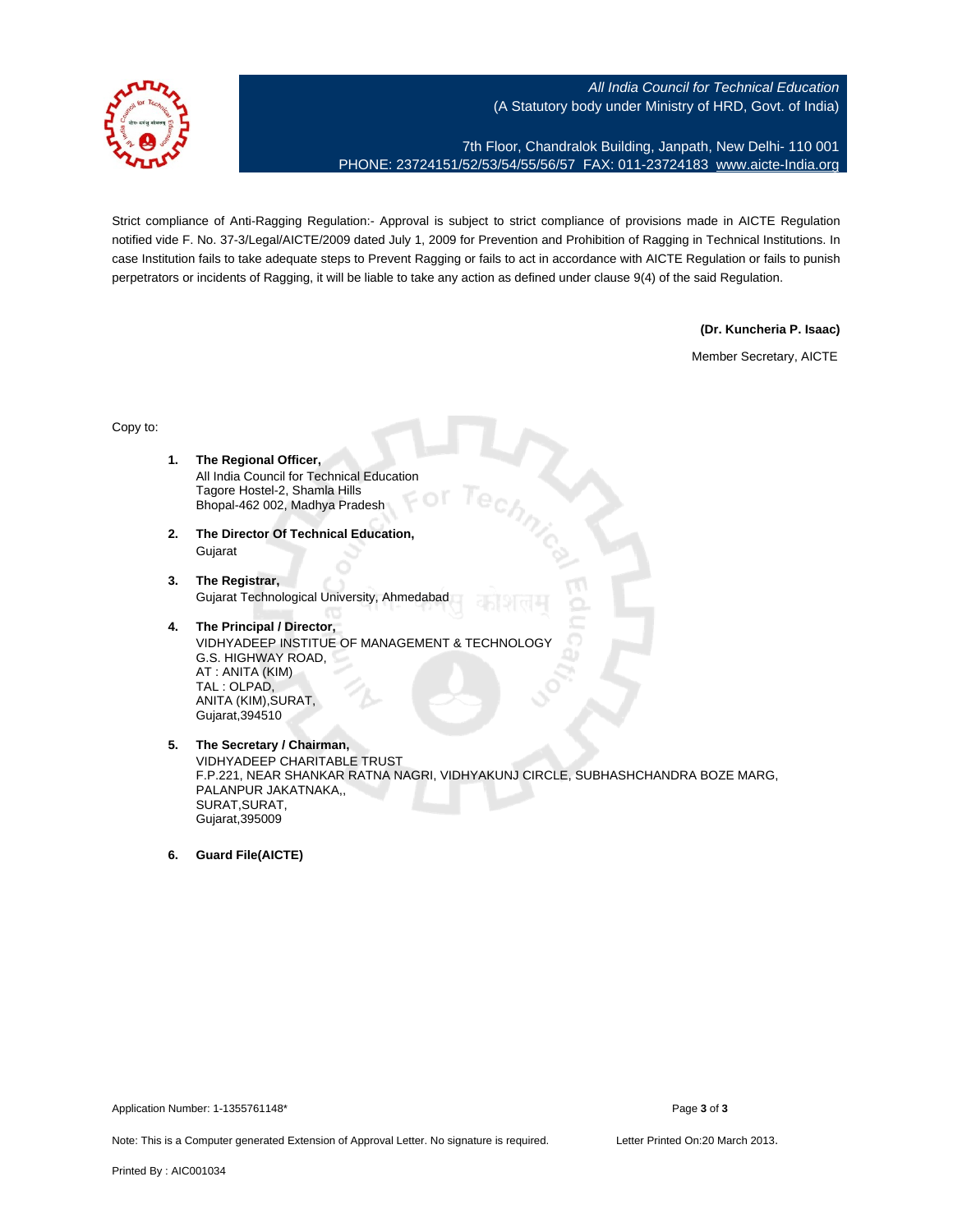All India Council for Technical Education
(A Statutory body under Ministry of HRD, Govt. of India)

7th Floor, Chandralok Building, Janpath, New Delhi- 110 001
PHONE: 23724151/52/53/54/55/56/57 FAX: 011-23724183 www.aicte-India.org

Strict compliance of Anti-Ragging Regulation:- Approval is subject to strict compliance of provisions made in AICTE Regulation notified vide F. No. 37-3/Legal/AICTE/2009 dated July 1, 2009 for Prevention and Prohibition of Ragging in Technical Institutions. In case Institution fails to take adequate steps to Prevent Ragging or fails to act in accordance with AICTE Regulation or fails to punish perpetrators or incidents of Ragging, it will be liable to take any action as defined under clause 9(4) of the said Regulation.

**(Dr. Kuncheria P. Isaac)**

Member Secretary, AICTE

Copy to:

1. **The Regional Officer,**
   All India Council for Technical Education
   Tagore Hostel-2, Shamla Hills
   Bhopal-462 002, Madhya Pradesh

2. **The Director Of Technical Education,**
   Gujarat

3. **The Registrar,**
   Gujarat Technological University, Ahmedabad

4. **The Principal / Director,**
   VIDHYADEEP INSTITUE OF MANAGEMENT & TECHNOLOGY
   G.S. HIGHWAY ROAD,
   AT : ANITA (KIM)
   TAL : OLPAD,
   ANITA (KIM),SURAT,
   Gujarat,394510

5. **The Secretary / Chairman,**
   VIDHYADEEP CHARITABLE TRUST
   F.P.221, NEAR SHANKAR RATNA NAGRI, VIDHYAKUNJ CIRCLE, SUBHASHCHANDRA BOZE MARG,
   PALANPUR JAKATNAKA,,
   SURAT,SURAT,
   Gujarat,395009

6. **Guard File(AICTE)**

Application Number: 1-1355761148*

Note: This is a Computer generated Extension of Approval Letter. No signature is required.

Letter Printed On:20 March 2013.

Printed By : AIC001034